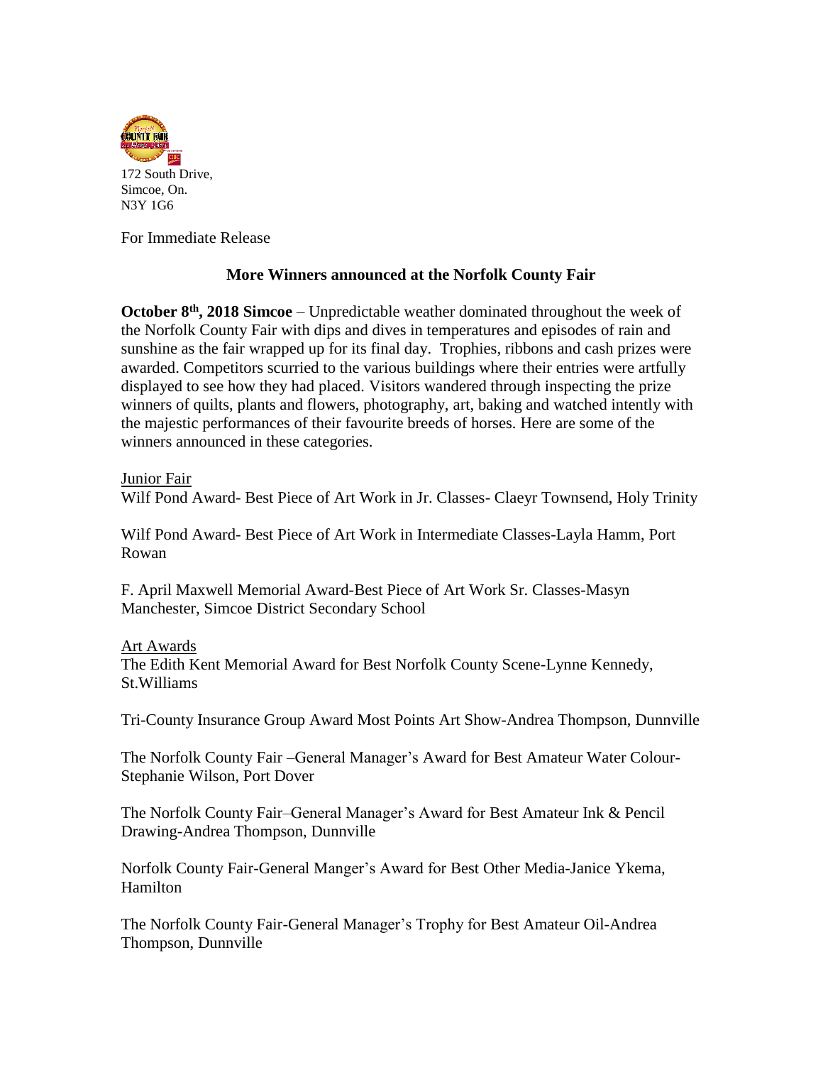172 South Drive,
Simcoe, On.
N3Y 1G6

For Immediate Release

## More Winners announced at the Norfolk County Fair

**October 8th, 2018 Simcoe** – Unpredictable weather dominated throughout the week of the Norfolk County Fair with dips and dives in temperatures and episodes of rain and sunshine as the fair wrapped up for its final day. Trophies, ribbons and cash prizes were awarded. Competitors scurried to the various buildings where their entries were artfully displayed to see how they had placed. Visitors wandered through inspecting the prize winners of quilts, plants and flowers, photography, art, baking and watched intently with the majestic performances of their favourite breeds of horses. Here are some of the winners announced in these categories.

Junior Fair

Wilf Pond Award- Best Piece of Art Work in Jr. Classes- Claeyr Townsend, Holy Trinity

Wilf Pond Award- Best Piece of Art Work in Intermediate Classes-Layla Hamm, Port Rowan

F. April Maxwell Memorial Award-Best Piece of Art Work Sr. Classes-Masyn Manchester, Simcoe District Secondary School

Art Awards

The Edith Kent Memorial Award for Best Norfolk County Scene-Lynne Kennedy, St.Williams

Tri-County Insurance Group Award Most Points Art Show-Andrea Thompson, Dunnville

The Norfolk County Fair –General Manager's Award for Best Amateur Water Colour-Stephanie Wilson, Port Dover

The Norfolk County Fair–General Manager's Award for Best Amateur Ink & Pencil Drawing-Andrea Thompson, Dunnville

Norfolk County Fair-General Manger's Award for Best Other Media-Janice Ykema, Hamilton

The Norfolk County Fair-General Manager's Trophy for Best Amateur Oil-Andrea Thompson, Dunnville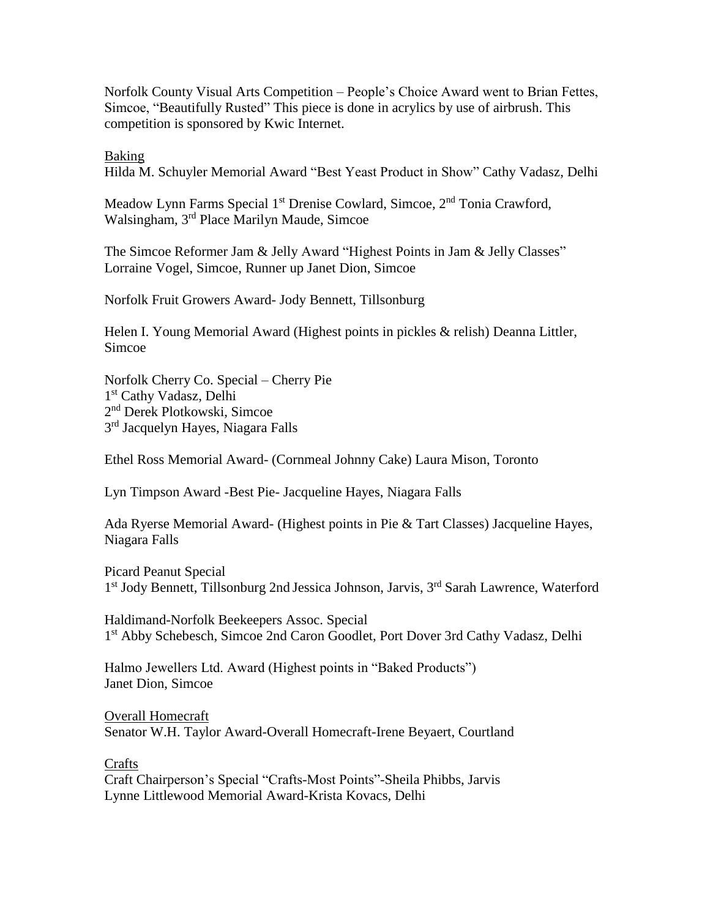Norfolk County Visual Arts Competition – People's Choice Award went to Brian Fettes, Simcoe, "Beautifully Rusted" This piece is done in acrylics by use of airbrush. This competition is sponsored by Kwic Internet.

<u>Baking</u>

Hilda M. Schuyler Memorial Award "Best Yeast Product in Show" Cathy Vadasz, Delhi

Meadow Lynn Farms Special 1st Drenise Cowlard, Simcoe, 2nd Tonia Crawford, Walsingham, 3rd Place Marilyn Maude, Simcoe

The Simcoe Reformer Jam & Jelly Award "Highest Points in Jam & Jelly Classes" Lorraine Vogel, Simcoe, Runner up Janet Dion, Simcoe

Norfolk Fruit Growers Award- Jody Bennett, Tillsonburg

Helen I. Young Memorial Award (Highest points in pickles & relish) Deanna Littler, Simcoe

Norfolk Cherry Co. Special – Cherry Pie
1st Cathy Vadasz, Delhi
2nd Derek Plotkowski, Simcoe
3rd Jacquelyn Hayes, Niagara Falls

Ethel Ross Memorial Award- (Cornmeal Johnny Cake) Laura Mison, Toronto

Lyn Timpson Award -Best Pie- Jacqueline Hayes, Niagara Falls

Ada Ryerse Memorial Award- (Highest points in Pie & Tart Classes) Jacqueline Hayes, Niagara Falls

Picard Peanut Special
1st Jody Bennett, Tillsonburg 2nd Jessica Johnson, Jarvis, 3rd Sarah Lawrence, Waterford

Haldimand-Norfolk Beekeepers Assoc. Special
1st Abby Schebesch, Simcoe 2nd Caron Goodlet, Port Dover 3rd Cathy Vadasz, Delhi

Halmo Jewellers Ltd. Award (Highest points in "Baked Products")
Janet Dion, Simcoe

<u>Overall Homecraft</u>

Senator W.H. Taylor Award-Overall Homecraft-Irene Beyaert, Courtland

<u>Crafts</u>

Craft Chairperson's Special "Crafts-Most Points"-Sheila Phibbs, Jarvis
Lynne Littlewood Memorial Award-Krista Kovacs, Delhi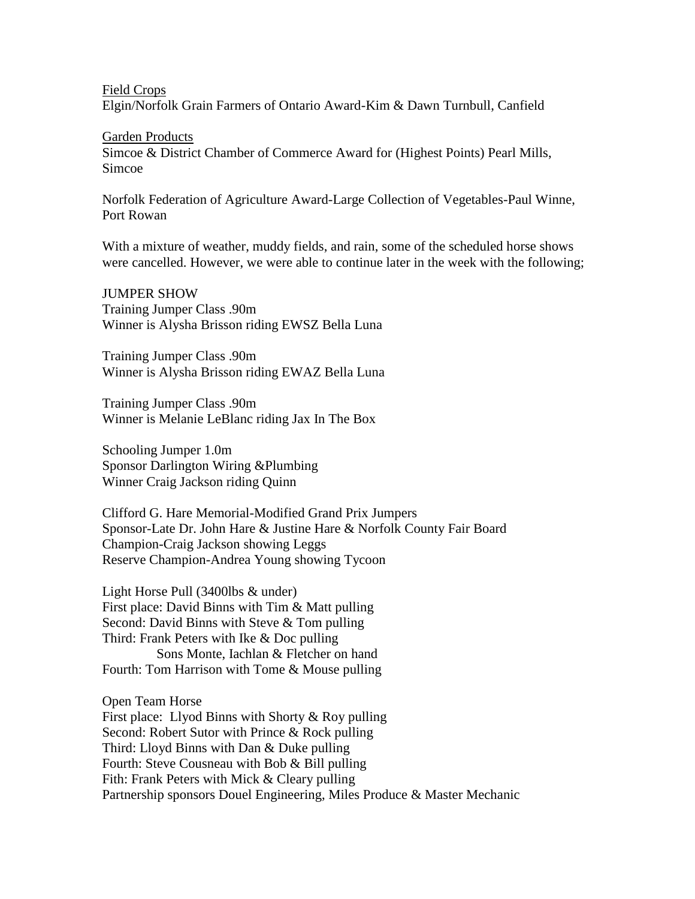<u>Field Crops</u>
Elgin/Norfolk Grain Farmers of Ontario Award-Kim & Dawn Turnbull, Canfield

<u>Garden Products</u>
Simcoe & District Chamber of Commerce Award for (Highest Points) Pearl Mills, Simcoe

Norfolk Federation of Agriculture Award-Large Collection of Vegetables-Paul Winne, Port Rowan

With a mixture of weather, muddy fields, and rain, some of the scheduled horse shows were cancelled. However, we were able to continue later in the week with the following;

JUMPER SHOW
Training Jumper Class .90m
Winner is Alysha Brisson riding EWSZ Bella Luna

Training Jumper Class .90m
Winner is Alysha Brisson riding EWAZ Bella Luna

Training Jumper Class .90m
Winner is Melanie LeBlanc riding Jax In The Box

Schooling Jumper 1.0m
Sponsor Darlington Wiring &Plumbing
Winner Craig Jackson riding Quinn

Clifford G. Hare Memorial-Modified Grand Prix Jumpers
Sponsor-Late Dr. John Hare & Justine Hare & Norfolk County Fair Board
Champion-Craig Jackson showing Leggs
Reserve Champion-Andrea Young showing Tycoon

Light Horse Pull (3400lbs & under)
First place: David Binns with Tim & Matt pulling
Second: David Binns with Steve & Tom pulling
Third: Frank Peters with Ike & Doc pulling
Sons Monte, Iachlan & Fletcher on hand
Fourth: Tom Harrison with Tome & Mouse pulling

Open Team Horse
First place: Llyod Binns with Shorty & Roy pulling
Second: Robert Sutor with Prince & Rock pulling
Third: Lloyd Binns with Dan & Duke pulling
Fourth: Steve Cousneau with Bob & Bill pulling
Fith: Frank Peters with Mick & Cleary pulling
Partnership sponsors Douel Engineering, Miles Produce & Master Mechanic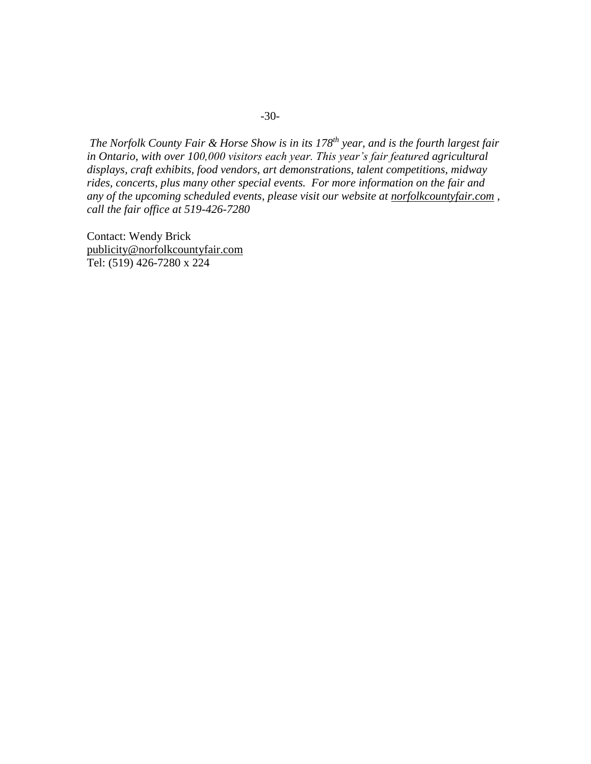-30-

*The Norfolk County Fair & Horse Show is in its 178th year, and is the fourth largest fair in Ontario, with over 100,000 visitors each year. This year's fair featured agricultural displays, craft exhibits, food vendors, art demonstrations, talent competitions, midway rides, concerts, plus many other special events. For more information on the fair and any of the upcoming scheduled events, please visit our website at [norfolkcountyfair.com](norfolkcountyfair.com) , call the fair office at 519-426-7280*

Contact: Wendy Brick
[publicity@norfolkcountyfair.com](mailto:publicity@norfolkcountyfair.com)
Tel: (519) 426-7280 x 224